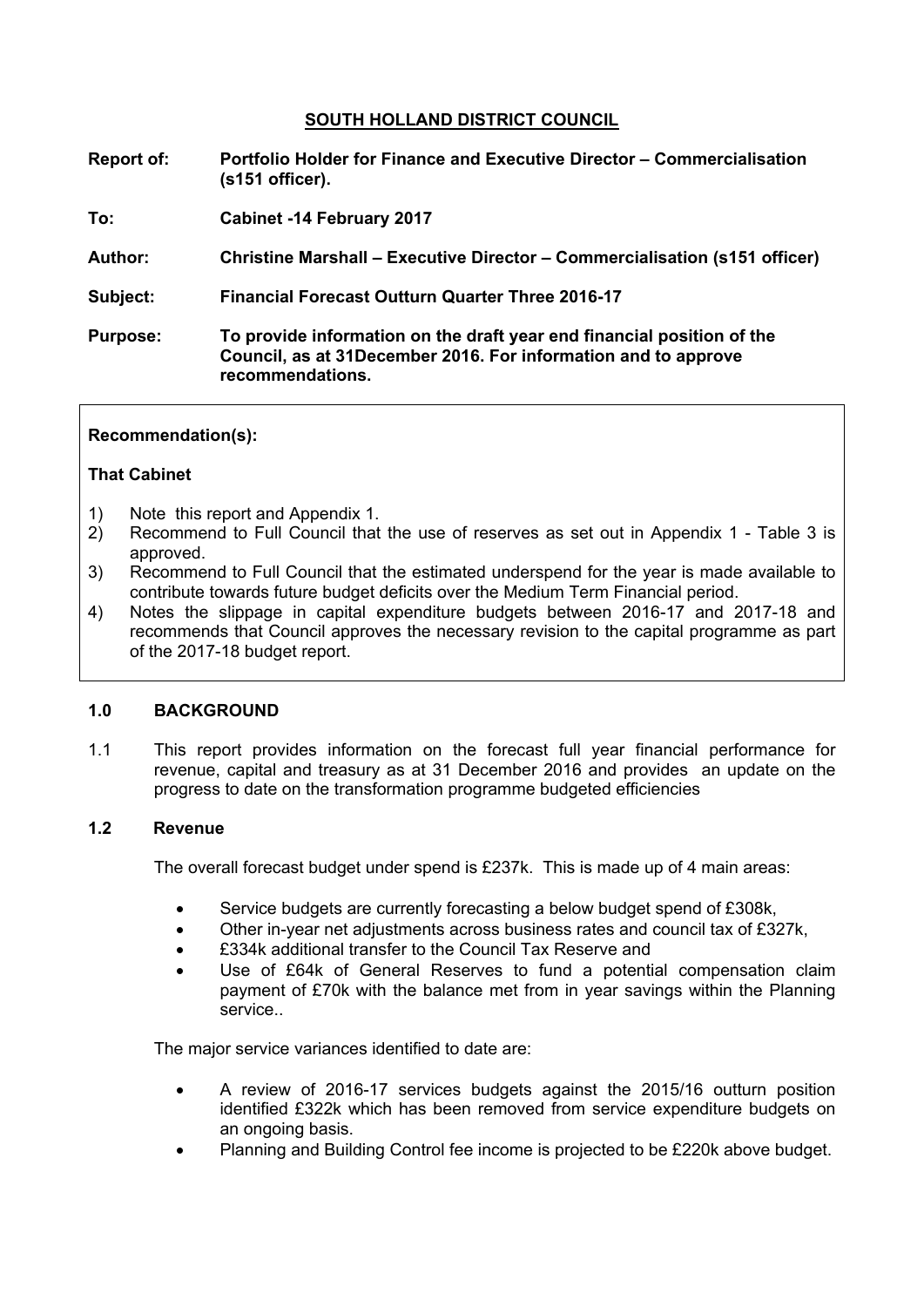# SOUTH HOLLAND DISTRICT COUNCIL

**Report of:** **Portfolio Holder for Finance and Executive Director – Commercialisation (s151 officer).**

**To:** **Cabinet -14 February 2017**

**Author:** **Christine Marshall – Executive Director – Commercialisation (s151 officer)**

**Subject:** **Financial Forecast Outturn Quarter Three 2016-17**

**Purpose:** **To provide information on the draft year end financial position of the Council, as at 31December 2016. For information and to approve recommendations.**

---

**Recommendation(s):**

**That Cabinet**

1) Note this report and Appendix 1.
2) Recommend to Full Council that the use of reserves as set out in Appendix 1 - Table 3 is approved.
3) Recommend to Full Council that the estimated underspend for the year is made available to contribute towards future budget deficits over the Medium Term Financial period.
4) Notes the slippage in capital expenditure budgets between 2016-17 and 2017-18 and recommends that Council approves the necessary revision to the capital programme as part of the 2017-18 budget report.

---

## 1.0 BACKGROUND

1.1 This report provides information on the forecast full year financial performance for revenue, capital and treasury as at 31 December 2016 and provides an update on the progress to date on the transformation programme budgeted efficiencies

### 1.2 Revenue

The overall forecast budget under spend is £237k. This is made up of 4 main areas:

- Service budgets are currently forecasting a below budget spend of £308k,
- Other in-year net adjustments across business rates and council tax of £327k,
- £334k additional transfer to the Council Tax Reserve and
- Use of £64k of General Reserves to fund a potential compensation claim payment of £70k with the balance met from in year savings within the Planning service..

The major service variances identified to date are:

- A review of 2016-17 services budgets against the 2015/16 outturn position identified £322k which has been removed from service expenditure budgets on an ongoing basis.
- Planning and Building Control fee income is projected to be £220k above budget.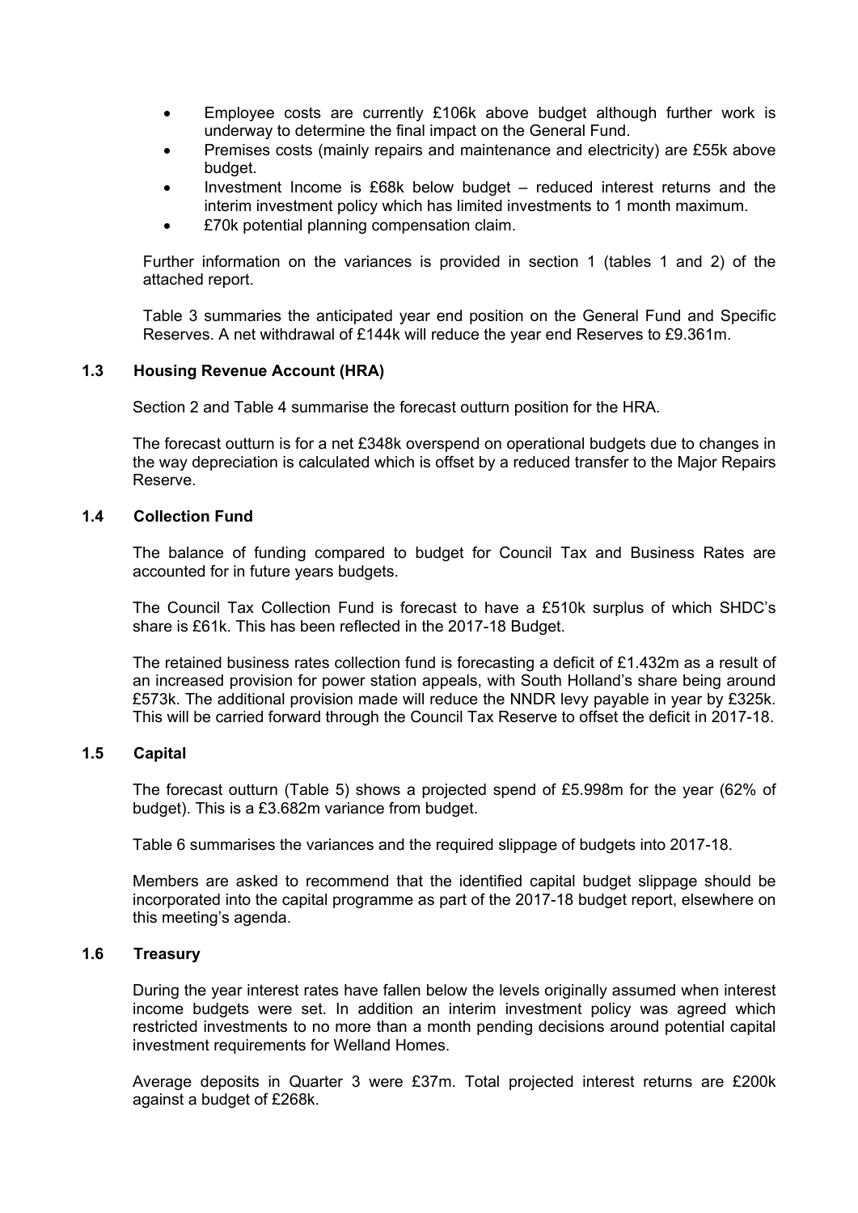- Employee costs are currently £106k above budget although further work is underway to determine the final impact on the General Fund.
- Premises costs (mainly repairs and maintenance and electricity) are £55k above budget.
- Investment Income is £68k below budget – reduced interest returns and the interim investment policy which has limited investments to 1 month maximum.
- £70k potential planning compensation claim.

Further information on the variances is provided in section 1 (tables 1 and 2) of the attached report.

Table 3 summaries the anticipated year end position on the General Fund and Specific Reserves. A net withdrawal of £144k will reduce the year end Reserves to £9.361m.

### 1.3 Housing Revenue Account (HRA)

Section 2 and Table 4 summarise the forecast outturn position for the HRA.

The forecast outturn is for a net £348k overspend on operational budgets due to changes in the way depreciation is calculated which is offset by a reduced transfer to the Major Repairs Reserve.

### 1.4 Collection Fund

The balance of funding compared to budget for Council Tax and Business Rates are accounted for in future years budgets.

The Council Tax Collection Fund is forecast to have a £510k surplus of which SHDC's share is £61k. This has been reflected in the 2017-18 Budget.

The retained business rates collection fund is forecasting a deficit of £1.432m as a result of an increased provision for power station appeals, with South Holland's share being around £573k. The additional provision made will reduce the NNDR levy payable in year by £325k. This will be carried forward through the Council Tax Reserve to offset the deficit in 2017-18.

### 1.5 Capital

The forecast outturn (Table 5) shows a projected spend of £5.998m for the year (62% of budget). This is a £3.682m variance from budget.

Table 6 summarises the variances and the required slippage of budgets into 2017-18.

Members are asked to recommend that the identified capital budget slippage should be incorporated into the capital programme as part of the 2017-18 budget report, elsewhere on this meeting's agenda.

### 1.6 Treasury

During the year interest rates have fallen below the levels originally assumed when interest income budgets were set. In addition an interim investment policy was agreed which restricted investments to no more than a month pending decisions around potential capital investment requirements for Welland Homes.

Average deposits in Quarter 3 were £37m. Total projected interest returns are £200k against a budget of £268k.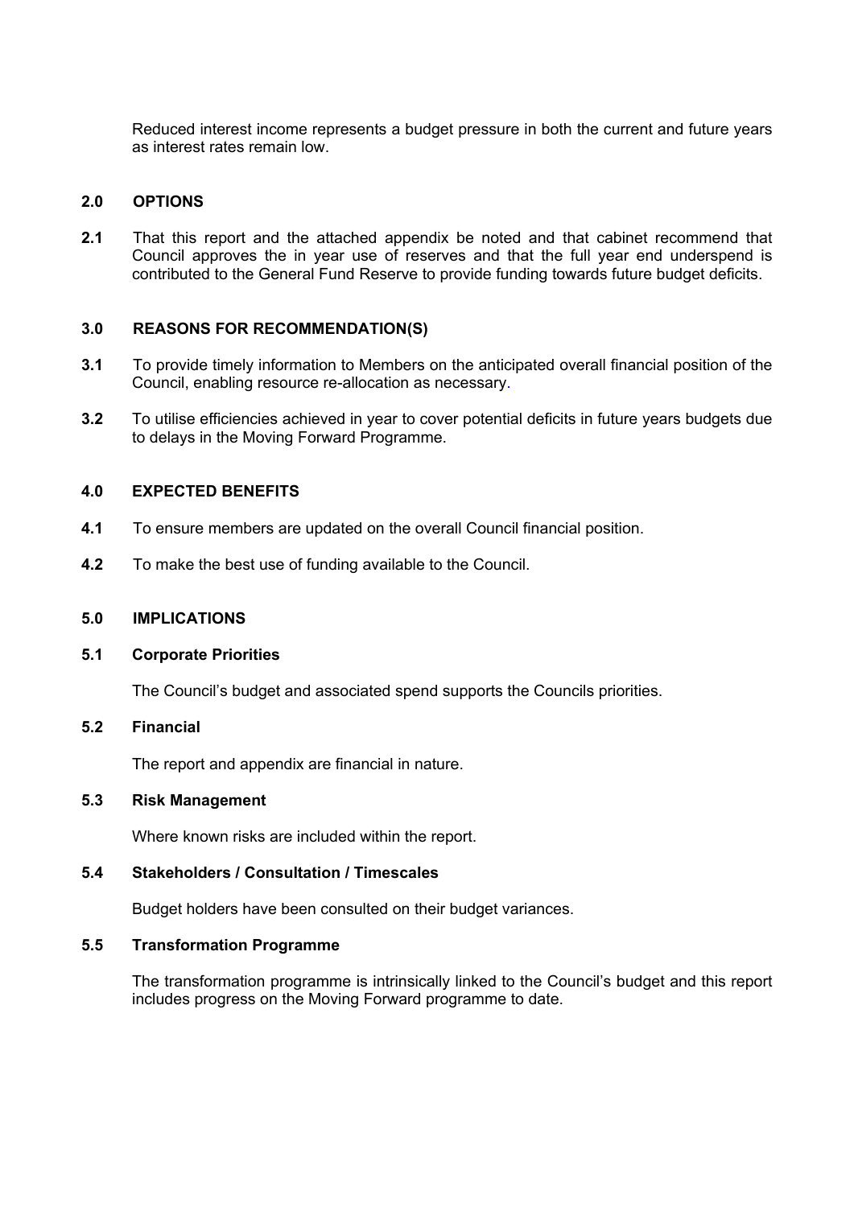Reduced interest income represents a budget pressure in both the current and future years as interest rates remain low.

## 2.0 OPTIONS

**2.1** That this report and the attached appendix be noted and that cabinet recommend that Council approves the in year use of reserves and that the full year end underspend is contributed to the General Fund Reserve to provide funding towards future budget deficits.

## 3.0 REASONS FOR RECOMMENDATION(S)

**3.1** To provide timely information to Members on the anticipated overall financial position of the Council, enabling resource re-allocation as necessary.

**3.2** To utilise efficiencies achieved in year to cover potential deficits in future years budgets due to delays in the Moving Forward Programme.

## 4.0 EXPECTED BENEFITS

**4.1** To ensure members are updated on the overall Council financial position.

**4.2** To make the best use of funding available to the Council.

## 5.0 IMPLICATIONS

### 5.1 Corporate Priorities

The Council's budget and associated spend supports the Councils priorities.

### 5.2 Financial

The report and appendix are financial in nature.

### 5.3 Risk Management

Where known risks are included within the report.

### 5.4 Stakeholders / Consultation / Timescales

Budget holders have been consulted on their budget variances.

### 5.5 Transformation Programme

The transformation programme is intrinsically linked to the Council's budget and this report includes progress on the Moving Forward programme to date.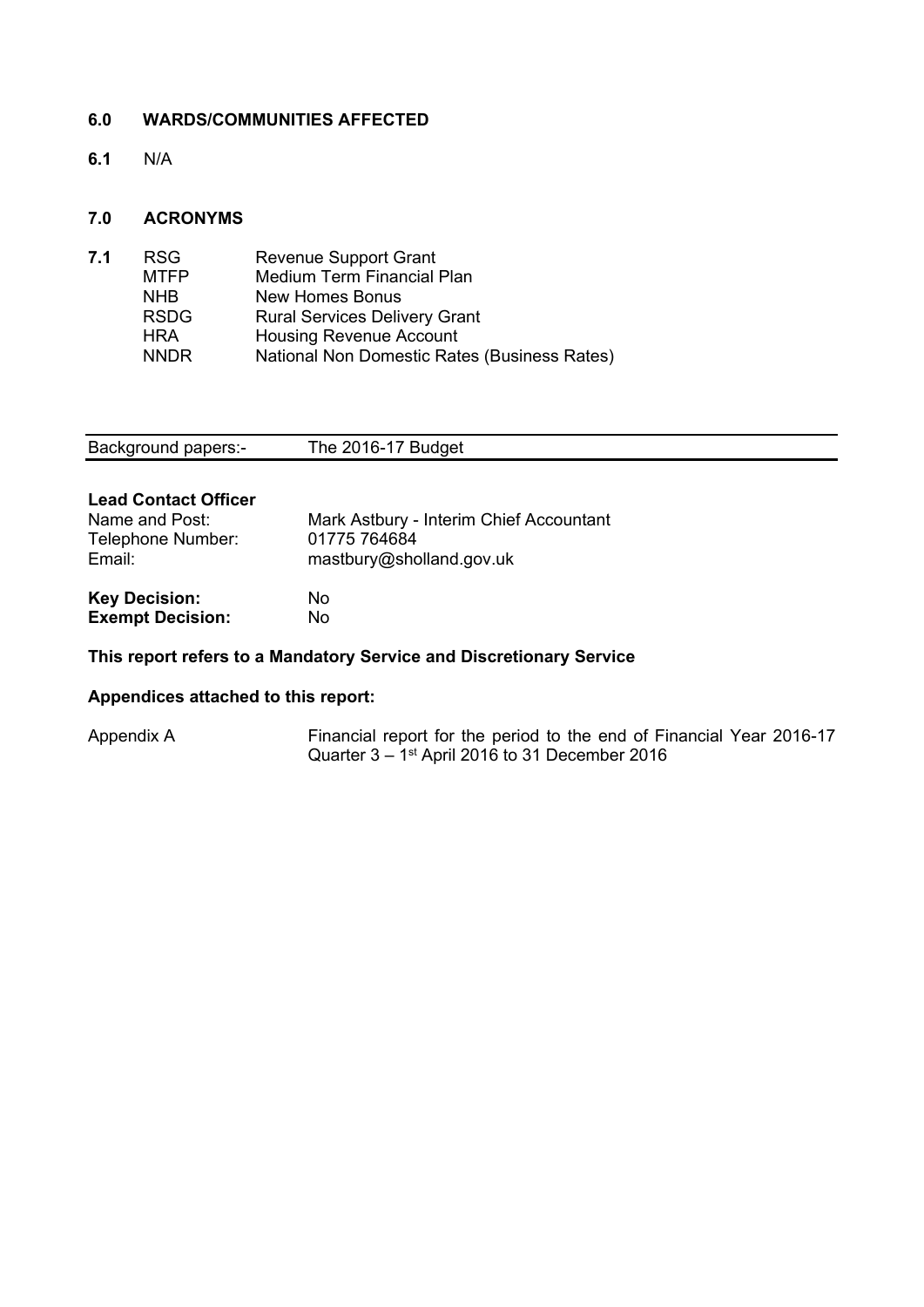## 6.0 WARDS/COMMUNITIES AFFECTED

**6.1** N/A

## 7.0 ACRONYMS

**7.1**

| | |
|---|---|
| RSG | Revenue Support Grant |
| MTFP | Medium Term Financial Plan |
| NHB | New Homes Bonus |
| RSDG | Rural Services Delivery Grant |
| HRA | Housing Revenue Account |
| NNDR | National Non Domestic Rates (Business Rates) |

| | |
|---|---|
| Background papers:- | The 2016-17 Budget |

**Lead Contact Officer**

| | |
|---|---|
| Name and Post: | Mark Astbury - Interim Chief Accountant |
| Telephone Number: | 01775 764684 |
| Email: | mastbury@sholland.gov.uk |

| | |
|---|---|
| **Key Decision:** | No |
| **Exempt Decision:** | No |

**This report refers to a Mandatory Service and Discretionary Service**

**Appendices attached to this report:**

| | |
|---|---|
| Appendix A | Financial report for the period to the end of Financial Year 2016-17 Quarter 3 – 1st April 2016 to 31 December 2016 |